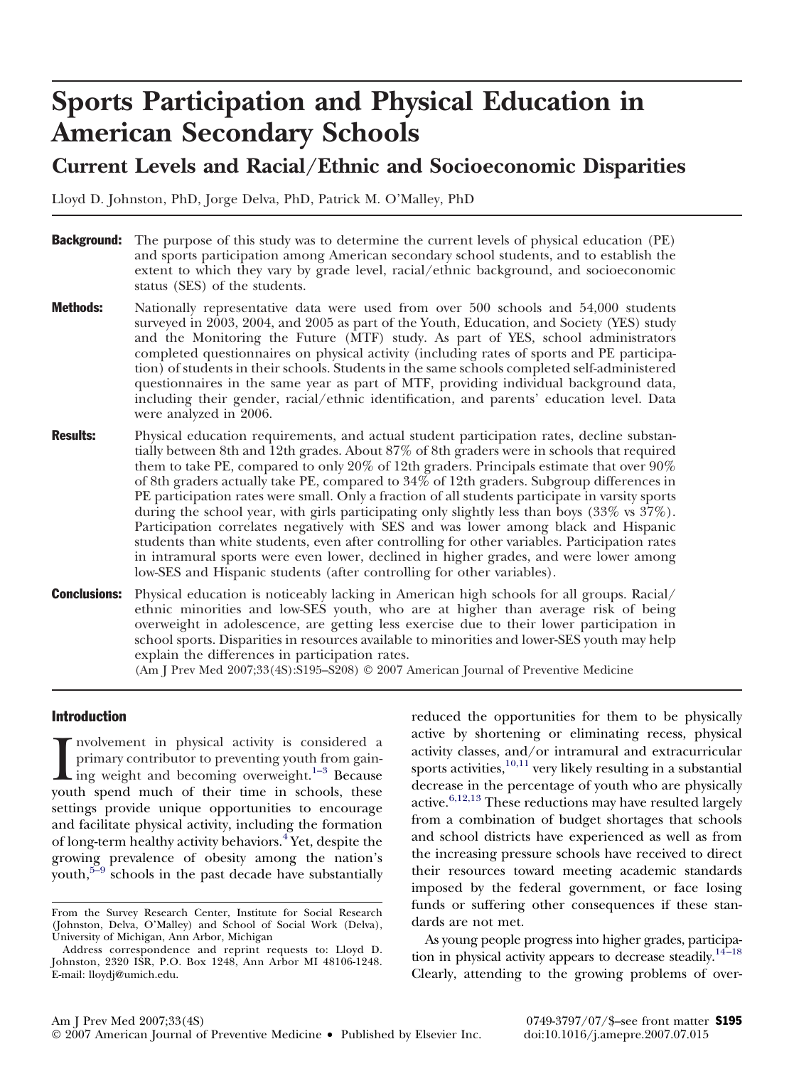# Sports Participation and Physical Education in American Secondary Schools

## Current Levels and Racial/Ethnic and Socioeconomic Disparities

Lloyd D. Johnston, PhD, Jorge Delva, PhD, Patrick M. O'Malley, PhD

**Background:** The purpose of this study was to determine the current levels of physical education (PE) and sports participation among American secondary school students, and to establish the extent to which they vary by grade level, racial/ethnic background, and socioeconomic status (SES) of the students.

**Methods:** Nationally representative data were used from over 500 schools and 54,000 students surveyed in 2003, 2004, and 2005 as part of the Youth, Education, and Society (YES) study and the Monitoring the Future (MTF) study. As part of YES, school administrators completed questionnaires on physical activity (including rates of sports and PE participation) of students in their schools. Students in the same schools completed self-administered questionnaires in the same year as part of MTF, providing individual background data, including their gender, racial/ethnic identification, and parents' education level. Data were analyzed in 2006.

**Results:** Physical education requirements, and actual student participation rates, decline substantially between 8th and 12th grades. About 87% of 8th graders were in schools that required them to take PE, compared to only 20% of 12th graders. Principals estimate that over 90% of 8th graders actually take PE, compared to 34% of 12th graders. Subgroup differences in PE participation rates were small. Only a fraction of all students participate in varsity sports during the school year, with girls participating only slightly less than boys (33% vs 37%). Participation correlates negatively with SES and was lower among black and Hispanic students than white students, even after controlling for other variables. Participation rates in intramural sports were even lower, declined in higher grades, and were lower among low-SES and Hispanic students (after controlling for other variables).

**Conclusions:** Physical education is noticeably lacking in American high schools for all groups. Racial/ethnic minorities and low-SES youth, who are at higher than average risk of being overweight in adolescence, are getting less exercise due to their lower participation in school sports. Disparities in resources available to minorities and lower-SES youth may help explain the differences in participation rates.

(Am J Prev Med 2007;33(4S):S195–S208) © 2007 American Journal of Preventive Medicine

## Introduction

Involvement in physical activity is considered a primary contributor to preventing youth from gaining weight and becoming overweight.[1–3] Because youth spend much of their time in schools, these settings provide unique opportunities to encourage and facilitate physical activity, including the formation of long-term healthy activity behaviors.[4] Yet, despite the growing prevalence of obesity among the nation's youth,[5–9] schools in the past decade have substantially reduced the opportunities for them to be physically active by shortening or eliminating recess, physical activity classes, and/or intramural and extracurricular sports activities,[10,11] very likely resulting in a substantial decrease in the percentage of youth who are physically active.[6,12,13] These reductions may have resulted largely from a combination of budget shortages that schools and school districts have experienced as well as from the increasing pressure schools have received to direct their resources toward meeting academic standards imposed by the federal government, or face losing funds or suffering other consequences if these standards are not met.

As young people progress into higher grades, participation in physical activity appears to decrease steadily.[14–18] Clearly, attending to the growing problems of over-

From the Survey Research Center, Institute for Social Research (Johnston, Delva, O'Malley) and School of Social Work (Delva), University of Michigan, Ann Arbor, Michigan

Address correspondence and reprint requests to: Lloyd D. Johnston, 2320 ISR, P.O. Box 1248, Ann Arbor MI 48106-1248. E-mail: lloydj@umich.edu.

0749-3797/07/$–see front matter
doi:10.1016/j.amepre.2007.07.015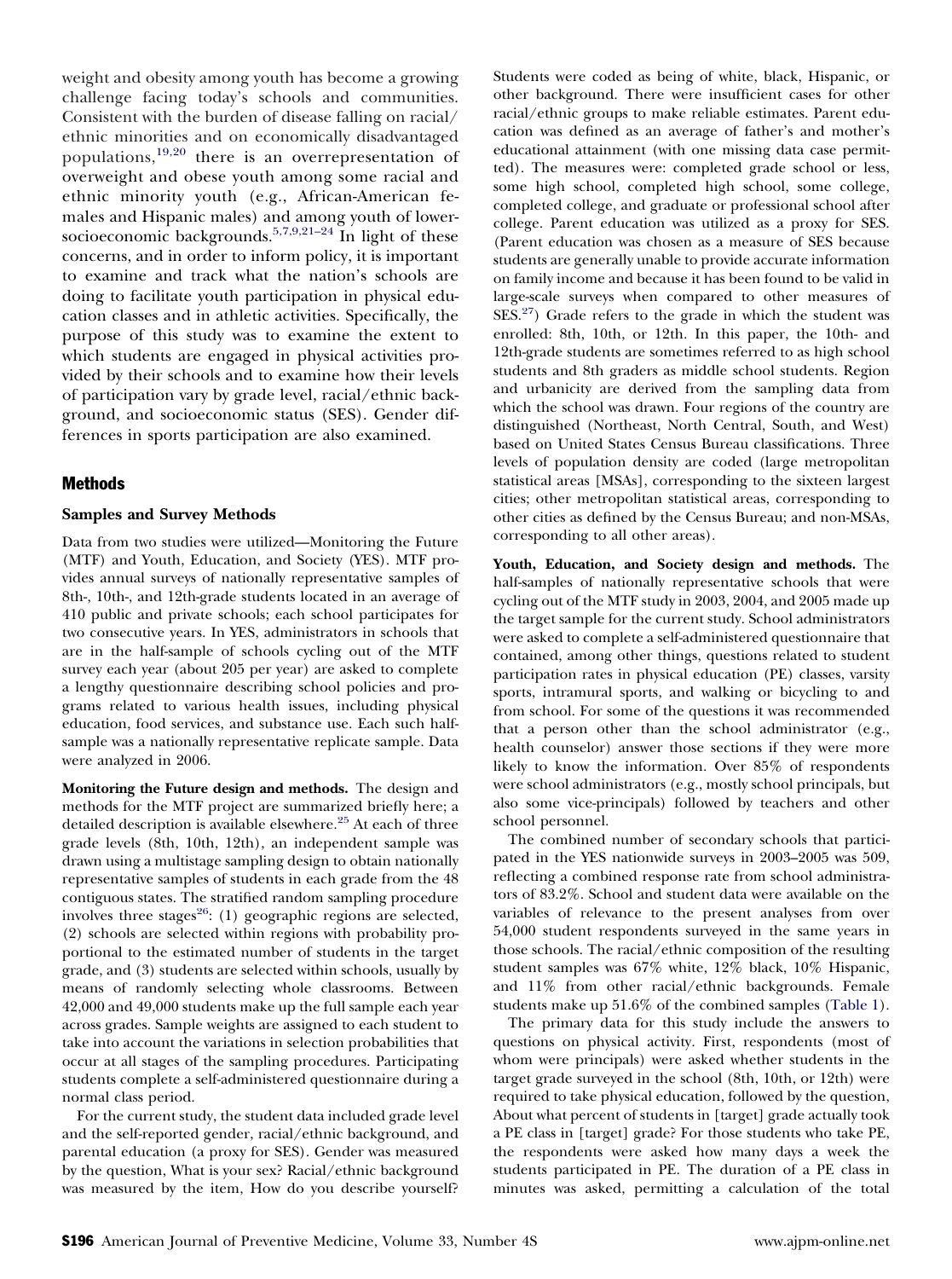weight and obesity among youth has become a growing challenge facing today's schools and communities. Consistent with the burden of disease falling on racial/ethnic minorities and on economically disadvantaged populations,[19,20] there is an overrepresentation of overweight and obese youth among some racial and ethnic minority youth (e.g., African-American females and Hispanic males) and among youth of lower-socioeconomic backgrounds.[5,7,9,21–24] In light of these concerns, and in order to inform policy, it is important to examine and track what the nation's schools are doing to facilitate youth participation in physical education classes and in athletic activities. Specifically, the purpose of this study was to examine the extent to which students are engaged in physical activities provided by their schools and to examine how their levels of participation vary by grade level, racial/ethnic background, and socioeconomic status (SES). Gender differences in sports participation are also examined.

## Methods

### Samples and Survey Methods

Data from two studies were utilized—Monitoring the Future (MTF) and Youth, Education, and Society (YES). MTF provides annual surveys of nationally representative samples of 8th-, 10th-, and 12th-grade students located in an average of 410 public and private schools; each school participates for two consecutive years. In YES, administrators in schools that are in the half-sample of schools cycling out of the MTF survey each year (about 205 per year) are asked to complete a lengthy questionnaire describing school policies and programs related to various health issues, including physical education, food services, and substance use. Each such half-sample was a nationally representative replicate sample. Data were analyzed in 2006.

**Monitoring the Future design and methods.** The design and methods for the MTF project are summarized briefly here; a detailed description is available elsewhere.[25] At each of three grade levels (8th, 10th, 12th), an independent sample was drawn using a multistage sampling design to obtain nationally representative samples of students in each grade from the 48 contiguous states. The stratified random sampling procedure involves three stages[26]: (1) geographic regions are selected, (2) schools are selected within regions with probability proportional to the estimated number of students in the target grade, and (3) students are selected within schools, usually by means of randomly selecting whole classrooms. Between 42,000 and 49,000 students make up the full sample each year across grades. Sample weights are assigned to each student to take into account the variations in selection probabilities that occur at all stages of the sampling procedures. Participating students complete a self-administered questionnaire during a normal class period.

For the current study, the student data included grade level and the self-reported gender, racial/ethnic background, and parental education (a proxy for SES). Gender was measured by the question, What is your sex? Racial/ethnic background was measured by the item, How do you describe yourself? Students were coded as being of white, black, Hispanic, or other background. There were insufficient cases for other racial/ethnic groups to make reliable estimates. Parent education was defined as an average of father's and mother's educational attainment (with one missing data case permitted). The measures were: completed grade school or less, some high school, completed high school, some college, completed college, and graduate or professional school after college. Parent education was utilized as a proxy for SES. (Parent education was chosen as a measure of SES because students are generally unable to provide accurate information on family income and because it has been found to be valid in large-scale surveys when compared to other measures of SES.[27]) Grade refers to the grade in which the student was enrolled: 8th, 10th, or 12th. In this paper, the 10th- and 12th-grade students are sometimes referred to as high school students and 8th graders as middle school students. Region and urbanicity are derived from the sampling data from which the school was drawn. Four regions of the country are distinguished (Northeast, North Central, South, and West) based on United States Census Bureau classifications. Three levels of population density are coded (large metropolitan statistical areas [MSAs], corresponding to the sixteen largest cities; other metropolitan statistical areas, corresponding to other cities as defined by the Census Bureau; and non-MSAs, corresponding to all other areas).

**Youth, Education, and Society design and methods.** The half-samples of nationally representative schools that were cycling out of the MTF study in 2003, 2004, and 2005 made up the target sample for the current study. School administrators were asked to complete a self-administered questionnaire that contained, among other things, questions related to student participation rates in physical education (PE) classes, varsity sports, intramural sports, and walking or bicycling to and from school. For some of the questions it was recommended that a person other than the school administrator (e.g., health counselor) answer those sections if they were more likely to know the information. Over 85% of respondents were school administrators (e.g., mostly school principals, but also some vice-principals) followed by teachers and other school personnel.

The combined number of secondary schools that participated in the YES nationwide surveys in 2003–2005 was 509, reflecting a combined response rate from school administrators of 83.2%. School and student data were available on the variables of relevance to the present analyses from over 54,000 student respondents surveyed in the same years in those schools. The racial/ethnic composition of the resulting student samples was 67% white, 12% black, 10% Hispanic, and 11% from other racial/ethnic backgrounds. Female students make up 51.6% of the combined samples (Table 1).

The primary data for this study include the answers to questions on physical activity. First, respondents (most of whom were principals) were asked whether students in the target grade surveyed in the school (8th, 10th, or 12th) were required to take physical education, followed by the question, About what percent of students in [target] grade actually took a PE class in [target] grade? For those students who take PE, the respondents were asked how many days a week the students participated in PE. The duration of a PE class in minutes was asked, permitting a calculation of the total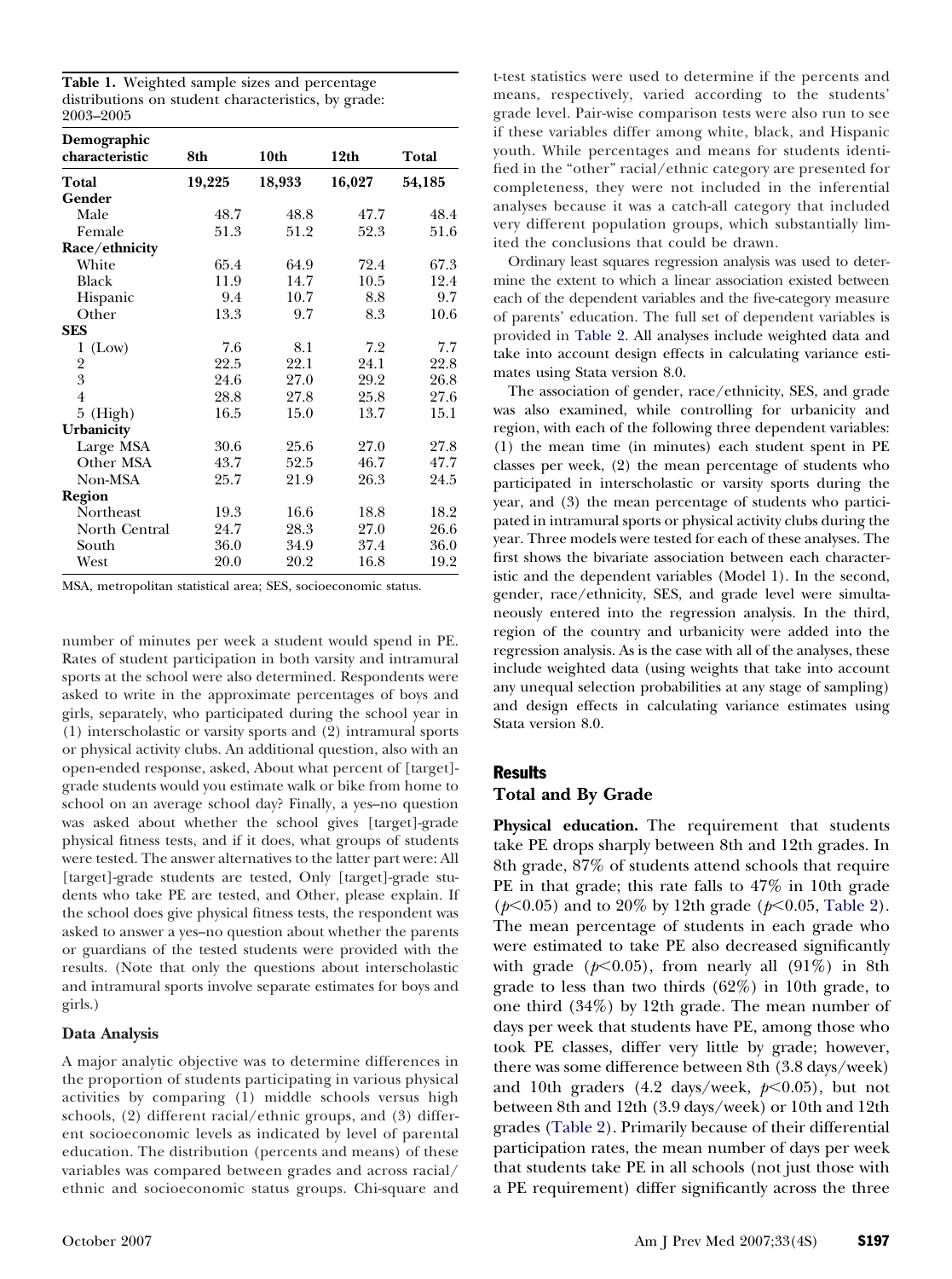**Table 1.** Weighted sample sizes and percentage distributions on student characteristics, by grade: 2003–2005

| Demographic characteristic | 8th | 10th | 12th | Total |
|---|---|---|---|---|
| **Total** | **19,225** | **18,933** | **16,027** | **54,185** |
| **Gender** | | | | |
| Male | 48.7 | 48.8 | 47.7 | 48.4 |
| Female | 51.3 | 51.2 | 52.3 | 51.6 |
| **Race/ethnicity** | | | | |
| White | 65.4 | 64.9 | 72.4 | 67.3 |
| Black | 11.9 | 14.7 | 10.5 | 12.4 |
| Hispanic | 9.4 | 10.7 | 8.8 | 9.7 |
| Other | 13.3 | 9.7 | 8.3 | 10.6 |
| **SES** | | | | |
| 1 (Low) | 7.6 | 8.1 | 7.2 | 7.7 |
| 2 | 22.5 | 22.1 | 24.1 | 22.8 |
| 3 | 24.6 | 27.0 | 29.2 | 26.8 |
| 4 | 28.8 | 27.8 | 25.8 | 27.6 |
| 5 (High) | 16.5 | 15.0 | 13.7 | 15.1 |
| **Urbanicity** | | | | |
| Large MSA | 30.6 | 25.6 | 27.0 | 27.8 |
| Other MSA | 43.7 | 52.5 | 46.7 | 47.7 |
| Non-MSA | 25.7 | 21.9 | 26.3 | 24.5 |
| **Region** | | | | |
| Northeast | 19.3 | 16.6 | 18.8 | 18.2 |
| North Central | 24.7 | 28.3 | 27.0 | 26.6 |
| South | 36.0 | 34.9 | 37.4 | 36.0 |
| West | 20.0 | 20.2 | 16.8 | 19.2 |

MSA, metropolitan statistical area; SES, socioeconomic status.

number of minutes per week a student would spend in PE. Rates of student participation in both varsity and intramural sports at the school were also determined. Respondents were asked to write in the approximate percentages of boys and girls, separately, who participated during the school year in (1) interscholastic or varsity sports and (2) intramural sports or physical activity clubs. An additional question, also with an open-ended response, asked, About what percent of [target]-grade students would you estimate walk or bike from home to school on an average school day? Finally, a yes–no question was asked about whether the school gives [target]-grade physical fitness tests, and if it does, what groups of students were tested. The answer alternatives to the latter part were: All [target]-grade students are tested, Only [target]-grade students who take PE are tested, and Other, please explain. If the school does give physical fitness tests, the respondent was asked to answer a yes–no question about whether the parents or guardians of the tested students were provided with the results. (Note that only the questions about interscholastic and intramural sports involve separate estimates for boys and girls.)

### Data Analysis

A major analytic objective was to determine differences in the proportion of students participating in various physical activities by comparing (1) middle schools versus high schools, (2) different racial/ethnic groups, and (3) different socioeconomic levels as indicated by level of parental education. The distribution (percents and means) of these variables was compared between grades and across racial/ethnic and socioeconomic status groups. Chi-square and t-test statistics were used to determine if the percents and means, respectively, varied according to the students' grade level. Pair-wise comparison tests were also run to see if these variables differ among white, black, and Hispanic youth. While percentages and means for students identified in the "other" racial/ethnic category are presented for completeness, they were not included in the inferential analyses because it was a catch-all category that included very different population groups, which substantially limited the conclusions that could be drawn.

Ordinary least squares regression analysis was used to determine the extent to which a linear association existed between each of the dependent variables and the five-category measure of parents' education. The full set of dependent variables is provided in Table 2. All analyses include weighted data and take into account design effects in calculating variance estimates using Stata version 8.0.

The association of gender, race/ethnicity, SES, and grade was also examined, while controlling for urbanicity and region, with each of the following three dependent variables: (1) the mean time (in minutes) each student spent in PE classes per week, (2) the mean percentage of students who participated in interscholastic or varsity sports during the year, and (3) the mean percentage of students who participated in intramural sports or physical activity clubs during the year. Three models were tested for each of these analyses. The first shows the bivariate association between each characteristic and the dependent variables (Model 1). In the second, gender, race/ethnicity, SES, and grade level were simultaneously entered into the regression analysis. In the third, region of the country and urbanicity were added into the regression analysis. As is the case with all of the analyses, these include weighted data (using weights that take into account any unequal selection probabilities at any stage of sampling) and design effects in calculating variance estimates using Stata version 8.0.

## Results

### Total and By Grade

**Physical education.** The requirement that students take PE drops sharply between 8th and 12th grades. In 8th grade, 87% of students attend schools that require PE in that grade; this rate falls to 47% in 10th grade ($p<0.05$) and to 20% by 12th grade ($p<0.05$, Table 2). The mean percentage of students in each grade who were estimated to take PE also decreased significantly with grade ($p<0.05$), from nearly all (91%) in 8th grade to less than two thirds (62%) in 10th grade, to one third (34%) by 12th grade. The mean number of days per week that students have PE, among those who took PE classes, differ very little by grade; however, there was some difference between 8th (3.8 days/week) and 10th graders (4.2 days/week, $p<0.05$), but not between 8th and 12th (3.9 days/week) or 10th and 12th grades (Table 2). Primarily because of their differential participation rates, the mean number of days per week that students take PE in all schools (not just those with a PE requirement) differ significantly across the three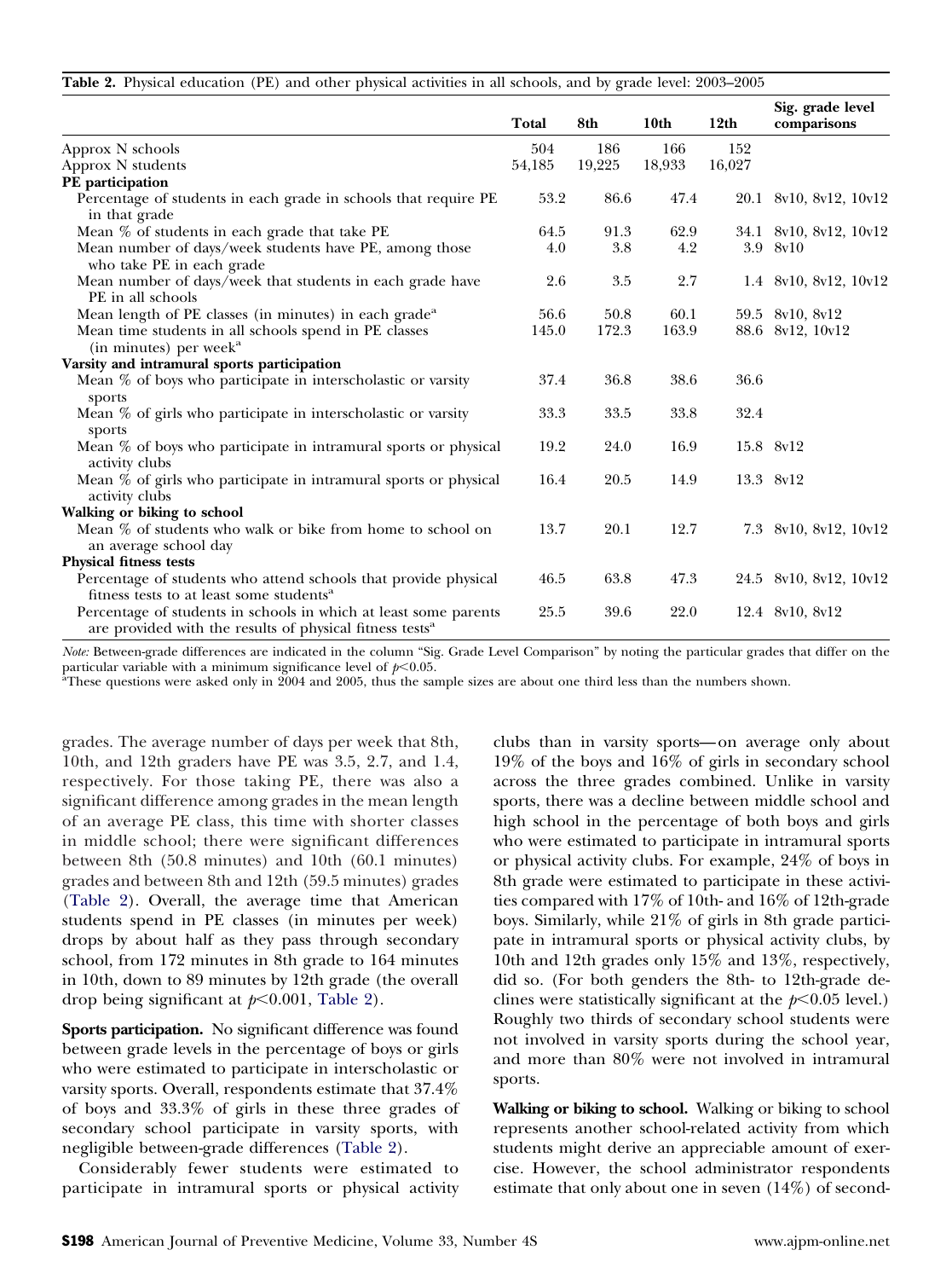**Table 2.** Physical education (PE) and other physical activities in all schools, and by grade level: 2003–2005

| | Total | 8th | 10th | 12th | Sig. grade level comparisons |
|---|---|---|---|---|---|
| Approx N schools | 504 | 186 | 166 | 152 | |
| Approx N students | 54,185 | 19,225 | 18,933 | 16,027 | |
| **PE participation** | | | | | |
| Percentage of students in each grade in schools that require PE in that grade | 53.2 | 86.6 | 47.4 | 20.1 | 8v10, 8v12, 10v12 |
| Mean % of students in each grade that take PE | 64.5 | 91.3 | 62.9 | 34.1 | 8v10, 8v12, 10v12 |
| Mean number of days/week students have PE, among those who take PE in each grade | 4.0 | 3.8 | 4.2 | 3.9 | 8v10 |
| Mean number of days/week that students in each grade have PE in all schools | 2.6 | 3.5 | 2.7 | 1.4 | 8v10, 8v12, 10v12 |
| Mean length of PE classes (in minutes) in each grade[a] | 56.6 | 50.8 | 60.1 | 59.5 | 8v10, 8v12 |
| Mean time students in all schools spend in PE classes (in minutes) per week[a] | 145.0 | 172.3 | 163.9 | 88.6 | 8v12, 10v12 |
| **Varsity and intramural sports participation** | | | | | |
| Mean % of boys who participate in interscholastic or varsity sports | 37.4 | 36.8 | 38.6 | 36.6 | |
| Mean % of girls who participate in interscholastic or varsity sports | 33.3 | 33.5 | 33.8 | 32.4 | |
| Mean % of boys who participate in intramural sports or physical activity clubs | 19.2 | 24.0 | 16.9 | 15.8 | 8v12 |
| Mean % of girls who participate in intramural sports or physical activity clubs | 16.4 | 20.5 | 14.9 | 13.3 | 8v12 |
| **Walking or biking to school** | | | | | |
| Mean % of students who walk or bike from home to school on an average school day | 13.7 | 20.1 | 12.7 | 7.3 | 8v10, 8v12, 10v12 |
| **Physical fitness tests** | | | | | |
| Percentage of students who attend schools that provide physical fitness tests to at least some students[a] | 46.5 | 63.8 | 47.3 | 24.5 | 8v10, 8v12, 10v12 |
| Percentage of students in schools in which at least some parents are provided with the results of physical fitness tests[a] | 25.5 | 39.6 | 22.0 | 12.4 | 8v10, 8v12 |

*Note:* Between-grade differences are indicated in the column "Sig. Grade Level Comparison" by noting the particular grades that differ on the particular variable with a minimum significance level of $p<0.05$.

[a]These questions were asked only in 2004 and 2005, thus the sample sizes are about one third less than the numbers shown.

grades. The average number of days per week that 8th, 10th, and 12th graders have PE was 3.5, 2.7, and 1.4, respectively. For those taking PE, there was also a significant difference among grades in the mean length of an average PE class, this time with shorter classes in middle school; there were significant differences between 8th (50.8 minutes) and 10th (60.1 minutes) grades and between 8th and 12th (59.5 minutes) grades (Table 2). Overall, the average time that American students spend in PE classes (in minutes per week) drops by about half as they pass through secondary school, from 172 minutes in 8th grade to 164 minutes in 10th, down to 89 minutes by 12th grade (the overall drop being significant at $p<0.001$, Table 2).

**Sports participation.** No significant difference was found between grade levels in the percentage of boys or girls who were estimated to participate in interscholastic or varsity sports. Overall, respondents estimate that 37.4% of boys and 33.3% of girls in these three grades of secondary school participate in varsity sports, with negligible between-grade differences (Table 2).

Considerably fewer students were estimated to participate in intramural sports or physical activity clubs than in varsity sports—on average only about 19% of the boys and 16% of girls in secondary school across the three grades combined. Unlike in varsity sports, there was a decline between middle school and high school in the percentage of both boys and girls who were estimated to participate in intramural sports or physical activity clubs. For example, 24% of boys in 8th grade were estimated to participate in these activities compared with 17% of 10th- and 16% of 12th-grade boys. Similarly, while 21% of girls in 8th grade participate in intramural sports or physical activity clubs, by 10th and 12th grades only 15% and 13%, respectively, did so. (For both genders the 8th- to 12th-grade declines were statistically significant at the $p<0.05$ level.) Roughly two thirds of secondary school students were not involved in varsity sports during the school year, and more than 80% were not involved in intramural sports.

**Walking or biking to school.** Walking or biking to school represents another school-related activity from which students might derive an appreciable amount of exercise. However, the school administrator respondents estimate that only about one in seven (14%) of second-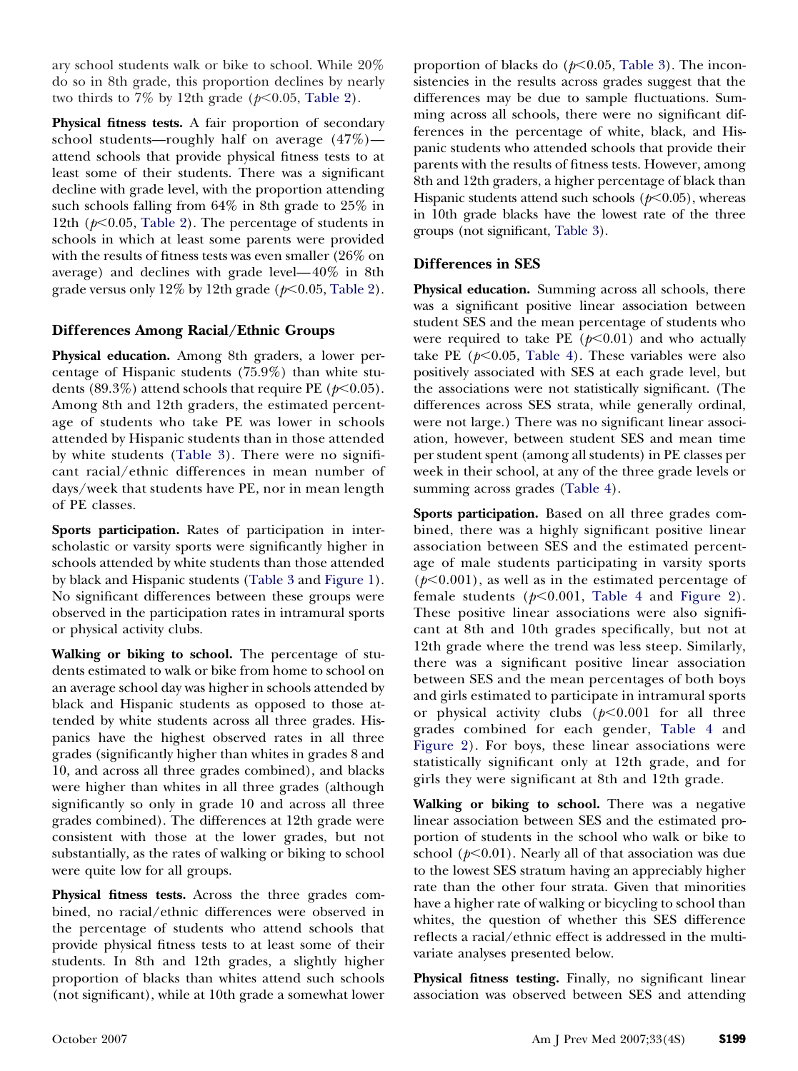ary school students walk or bike to school. While 20% do so in 8th grade, this proportion declines by nearly two thirds to 7% by 12th grade ($p<0.05$, Table 2).

**Physical fitness tests.** A fair proportion of secondary school students—roughly half on average (47%)—attend schools that provide physical fitness tests to at least some of their students. There was a significant decline with grade level, with the proportion attending such schools falling from 64% in 8th grade to 25% in 12th ($p<0.05$, Table 2). The percentage of students in schools in which at least some parents were provided with the results of fitness tests was even smaller (26% on average) and declines with grade level—40% in 8th grade versus only 12% by 12th grade ($p<0.05$, Table 2).

### Differences Among Racial/Ethnic Groups

**Physical education.** Among 8th graders, a lower percentage of Hispanic students (75.9%) than white students (89.3%) attend schools that require PE ($p<0.05$). Among 8th and 12th graders, the estimated percentage of students who take PE was lower in schools attended by Hispanic students than in those attended by white students (Table 3). There were no significant racial/ethnic differences in mean number of days/week that students have PE, nor in mean length of PE classes.

**Sports participation.** Rates of participation in interscholastic or varsity sports were significantly higher in schools attended by white students than those attended by black and Hispanic students (Table 3 and Figure 1). No significant differences between these groups were observed in the participation rates in intramural sports or physical activity clubs.

**Walking or biking to school.** The percentage of students estimated to walk or bike from home to school on an average school day was higher in schools attended by black and Hispanic students as opposed to those attended by white students across all three grades. Hispanics have the highest observed rates in all three grades (significantly higher than whites in grades 8 and 10, and across all three grades combined), and blacks were higher than whites in all three grades (although significantly so only in grade 10 and across all three grades combined). The differences at 12th grade were consistent with those at the lower grades, but not substantially, as the rates of walking or biking to school were quite low for all groups.

**Physical fitness tests.** Across the three grades combined, no racial/ethnic differences were observed in the percentage of students who attend schools that provide physical fitness tests to at least some of their students. In 8th and 12th grades, a slightly higher proportion of blacks than whites attend such schools (not significant), while at 10th grade a somewhat lower proportion of blacks do ($p<0.05$, Table 3). The inconsistencies in the results across grades suggest that the differences may be due to sample fluctuations. Summing across all schools, there were no significant differences in the percentage of white, black, and Hispanic students who attended schools that provide their parents with the results of fitness tests. However, among 8th and 12th graders, a higher percentage of black than Hispanic students attend such schools ($p<0.05$), whereas in 10th grade blacks have the lowest rate of the three groups (not significant, Table 3).

### Differences in SES

**Physical education.** Summing across all schools, there was a significant positive linear association between student SES and the mean percentage of students who were required to take PE ($p<0.01$) and who actually take PE ($p<0.05$, Table 4). These variables were also positively associated with SES at each grade level, but the associations were not statistically significant. (The differences across SES strata, while generally ordinal, were not large.) There was no significant linear association, however, between student SES and mean time per student spent (among all students) in PE classes per week in their school, at any of the three grade levels or summing across grades (Table 4).

**Sports participation.** Based on all three grades combined, there was a highly significant positive linear association between SES and the estimated percentage of male students participating in varsity sports ($p<0.001$), as well as in the estimated percentage of female students ($p<0.001$, Table 4 and Figure 2). These positive linear associations were also significant at 8th and 10th grades specifically, but not at 12th grade where the trend was less steep. Similarly, there was a significant positive linear association between SES and the mean percentages of both boys and girls estimated to participate in intramural sports or physical activity clubs ($p<0.001$ for all three grades combined for each gender, Table 4 and Figure 2). For boys, these linear associations were statistically significant only at 12th grade, and for girls they were significant at 8th and 12th grade.

**Walking or biking to school.** There was a negative linear association between SES and the estimated proportion of students in the school who walk or bike to school ($p<0.01$). Nearly all of that association was due to the lowest SES stratum having an appreciably higher rate than the other four strata. Given that minorities have a higher rate of walking or bicycling to school than whites, the question of whether this SES difference reflects a racial/ethnic effect is addressed in the multivariate analyses presented below.

**Physical fitness testing.** Finally, no significant linear association was observed between SES and attending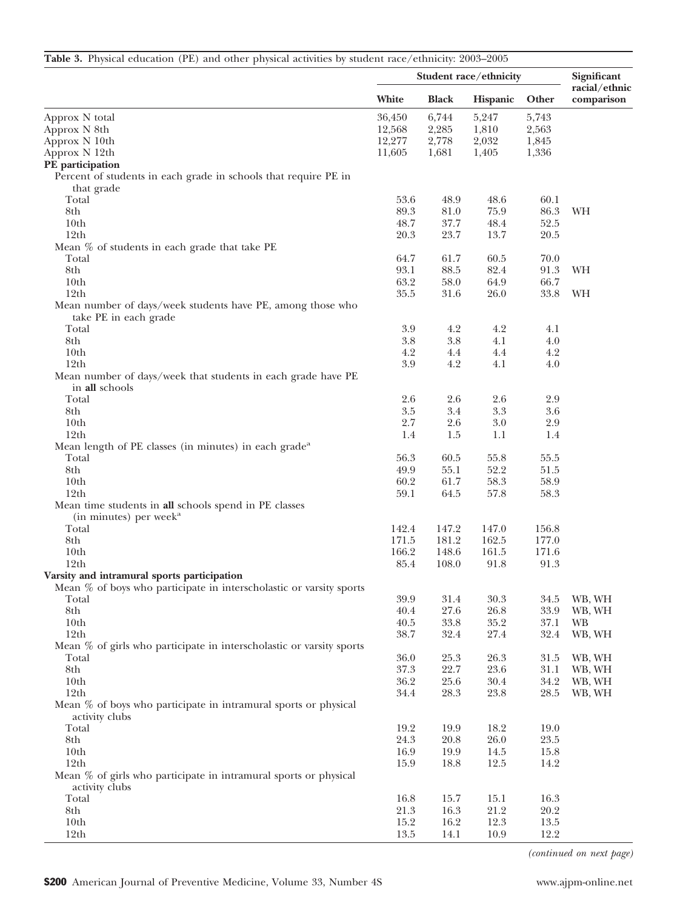**Table 3.** Physical education (PE) and other physical activities by student race/ethnicity: 2003–2005

| | Student race/ethnicity | | | | Significant racial/ethnic comparison |
|---|---|---|---|---|---|
| | White | Black | Hispanic | Other | |
| Approx N total | 36,450 | 6,744 | 5,247 | 5,743 | |
| Approx N 8th | 12,568 | 2,285 | 1,810 | 2,563 | |
| Approx N 10th | 12,277 | 2,778 | 2,032 | 1,845 | |
| Approx N 12th | 11,605 | 1,681 | 1,405 | 1,336 | |
| **PE participation** | | | | | |
| Percent of students in each grade in schools that require PE in that grade | | | | | |
| Total | 53.6 | 48.9 | 48.6 | 60.1 | |
| 8th | 89.3 | 81.0 | 75.9 | 86.3 | WH |
| 10th | 48.7 | 37.7 | 48.4 | 52.5 | |
| 12th | 20.3 | 23.7 | 13.7 | 20.5 | |
| Mean % of students in each grade that take PE | | | | | |
| Total | 64.7 | 61.7 | 60.5 | 70.0 | |
| 8th | 93.1 | 88.5 | 82.4 | 91.3 | WH |
| 10th | 63.2 | 58.0 | 64.9 | 66.7 | |
| 12th | 35.5 | 31.6 | 26.0 | 33.8 | WH |
| Mean number of days/week students have PE, among those who take PE in each grade | | | | | |
| Total | 3.9 | 4.2 | 4.2 | 4.1 | |
| 8th | 3.8 | 3.8 | 4.1 | 4.0 | |
| 10th | 4.2 | 4.4 | 4.4 | 4.2 | |
| 12th | 3.9 | 4.2 | 4.1 | 4.0 | |
| Mean number of days/week that students in each grade have PE in **all** schools | | | | | |
| Total | 2.6 | 2.6 | 2.6 | 2.9 | |
| 8th | 3.5 | 3.4 | 3.3 | 3.6 | |
| 10th | 2.7 | 2.6 | 3.0 | 2.9 | |
| 12th | 1.4 | 1.5 | 1.1 | 1.4 | |
| Mean length of PE classes (in minutes) in each grade[a] | | | | | |
| Total | 56.3 | 60.5 | 55.8 | 55.5 | |
| 8th | 49.9 | 55.1 | 52.2 | 51.5 | |
| 10th | 60.2 | 61.7 | 58.3 | 58.9 | |
| 12th | 59.1 | 64.5 | 57.8 | 58.3 | |
| Mean time students in **all** schools spend in PE classes (in minutes) per week[a] | | | | | |
| Total | 142.4 | 147.2 | 147.0 | 156.8 | |
| 8th | 171.5 | 181.2 | 162.5 | 177.0 | |
| 10th | 166.2 | 148.6 | 161.5 | 171.6 | |
| 12th | 85.4 | 108.0 | 91.8 | 91.3 | |
| **Varsity and intramural sports participation** | | | | | |
| Mean % of boys who participate in interscholastic or varsity sports | | | | | |
| Total | 39.9 | 31.4 | 30.3 | 34.5 | WB, WH |
| 8th | 40.4 | 27.6 | 26.8 | 33.9 | WB, WH |
| 10th | 40.5 | 33.8 | 35.2 | 37.1 | WB |
| 12th | 38.7 | 32.4 | 27.4 | 32.4 | WB, WH |
| Mean % of girls who participate in interscholastic or varsity sports | | | | | |
| Total | 36.0 | 25.3 | 26.3 | 31.5 | WB, WH |
| 8th | 37.3 | 22.7 | 23.6 | 31.1 | WB, WH |
| 10th | 36.2 | 25.6 | 30.4 | 34.2 | WB, WH |
| 12th | 34.4 | 28.3 | 23.8 | 28.5 | WB, WH |
| Mean % of boys who participate in intramural sports or physical activity clubs | | | | | |
| Total | 19.2 | 19.9 | 18.2 | 19.0 | |
| 8th | 24.3 | 20.8 | 26.0 | 23.5 | |
| 10th | 16.9 | 19.9 | 14.5 | 15.8 | |
| 12th | 15.9 | 18.8 | 12.5 | 14.2 | |
| Mean % of girls who participate in intramural sports or physical activity clubs | | | | | |
| Total | 16.8 | 15.7 | 15.1 | 16.3 | |
| 8th | 21.3 | 16.3 | 21.2 | 20.2 | |
| 10th | 15.2 | 16.2 | 12.3 | 13.5 | |
| 12th | 13.5 | 14.1 | 10.9 | 12.2 | |

*(continued on next page)*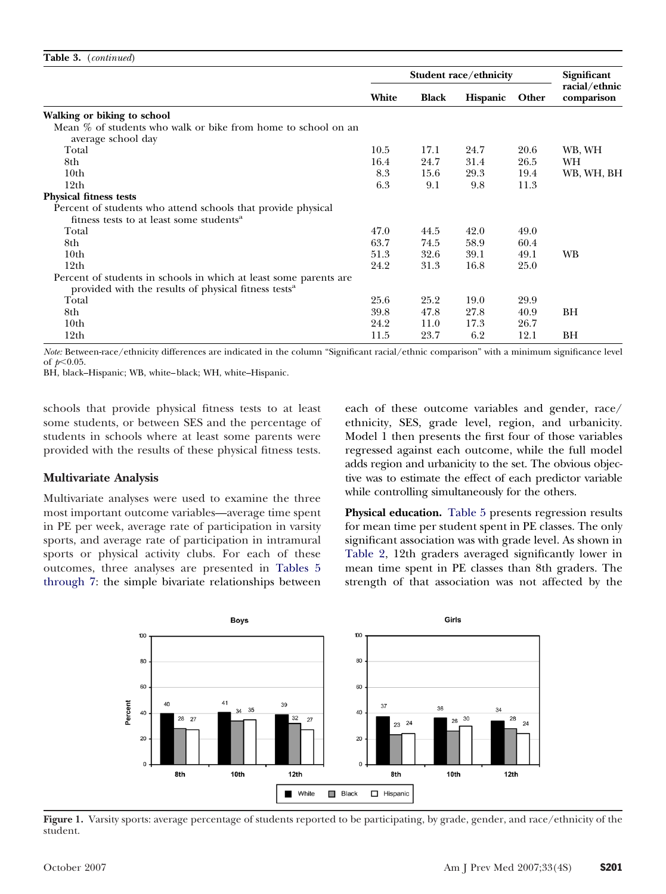**Table 3.** (*continued*)

| | Student race/ethnicity | | | | Significant racial/ethnic comparison |
|---|---|---|---|---|---|
| | White | Black | Hispanic | Other | |
| **Walking or biking to school** | | | | | |
| Mean % of students who walk or bike from home to school on an average school day | | | | | |
| Total | 10.5 | 17.1 | 24.7 | 20.6 | WB, WH |
| 8th | 16.4 | 24.7 | 31.4 | 26.5 | WH |
| 10th | 8.3 | 15.6 | 29.3 | 19.4 | WB, WH, BH |
| 12th | 6.3 | 9.1 | 9.8 | 11.3 | |
| **Physical fitness tests** | | | | | |
| Percent of students who attend schools that provide physical fitness tests to at least some students[a] | | | | | |
| Total | 47.0 | 44.5 | 42.0 | 49.0 | |
| 8th | 63.7 | 74.5 | 58.9 | 60.4 | |
| 10th | 51.3 | 32.6 | 39.1 | 49.1 | WB |
| 12th | 24.2 | 31.3 | 16.8 | 25.0 | |
| Percent of students in schools in which at least some parents are provided with the results of physical fitness tests[a] | | | | | |
| Total | 25.6 | 25.2 | 19.0 | 29.9 | |
| 8th | 39.8 | 47.8 | 27.8 | 40.9 | BH |
| 10th | 24.2 | 11.0 | 17.3 | 26.7 | |
| 12th | 11.5 | 23.7 | 6.2 | 12.1 | BH |

*Note:* Between-race/ethnicity differences are indicated in the column "Significant racial/ethnic comparison" with a minimum significance level of $p<0.05$.

BH, black–Hispanic; WB, white–black; WH, white–Hispanic.

schools that provide physical fitness tests to at least some students, or between SES and the percentage of students in schools where at least some parents were provided with the results of these physical fitness tests.

## Multivariate Analysis

Multivariate analyses were used to examine the three most important outcome variables—average time spent in PE per week, average rate of participation in varsity sports, and average rate of participation in intramural sports or physical activity clubs. For each of these outcomes, three analyses are presented in Tables 5 through 7: the simple bivariate relationships between each of these outcome variables and gender, race/ethnicity, SES, grade level, region, and urbanicity. Model 1 then presents the first four of those variables regressed against each outcome, while the full model adds region and urbanicity to the set. The obvious objective was to estimate the effect of each predictor variable while controlling simultaneously for the others.

**Physical education.** Table 5 presents regression results for mean time per student spent in PE classes. The only significant association was with grade level. As shown in Table 2, 12th graders averaged significantly lower in mean time spent in PE classes than 8th graders. The strength of that association was not affected by the

**Figure 1.** Varsity sports: average percentage of students reported to be participating, by grade, gender, and race/ethnicity of the student.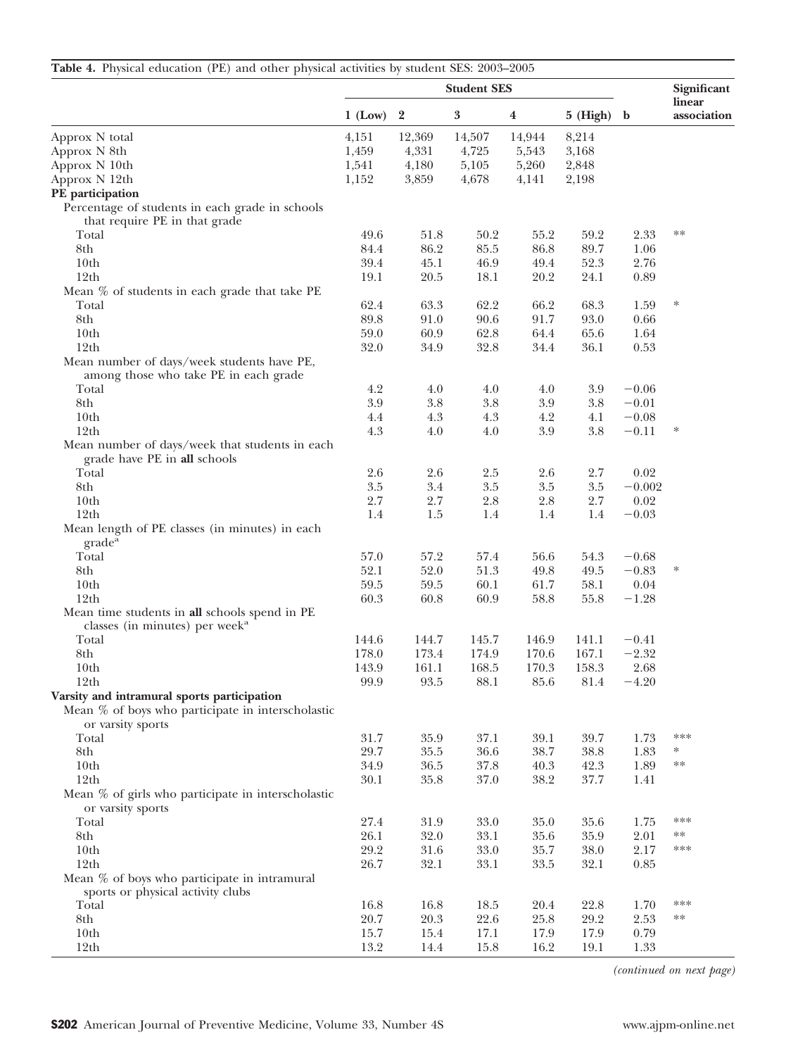**Table 4.** Physical education (PE) and other physical activities by student SES: 2003–2005

| | Student SES | | | | | | Significant linear association |
|---|---|---|---|---|---|---|---|
| | 1 (Low) | 2 | 3 | 4 | 5 (High) | b | |
| Approx N total | 4,151 | 12,369 | 14,507 | 14,944 | 8,214 | | |
| Approx N 8th | 1,459 | 4,331 | 4,725 | 5,543 | 3,168 | | |
| Approx N 10th | 1,541 | 4,180 | 5,105 | 5,260 | 2,848 | | |
| Approx N 12th | 1,152 | 3,859 | 4,678 | 4,141 | 2,198 | | |
| **PE participation** | | | | | | | |
| Percentage of students in each grade in schools that require PE in that grade | | | | | | | |
| Total | 49.6 | 51.8 | 50.2 | 55.2 | 59.2 | 2.33 | ** |
| 8th | 84.4 | 86.2 | 85.5 | 86.8 | 89.7 | 1.06 | |
| 10th | 39.4 | 45.1 | 46.9 | 49.4 | 52.3 | 2.76 | |
| 12th | 19.1 | 20.5 | 18.1 | 20.2 | 24.1 | 0.89 | |
| Mean % of students in each grade that take PE | | | | | | | |
| Total | 62.4 | 63.3 | 62.2 | 66.2 | 68.3 | 1.59 | * |
| 8th | 89.8 | 91.0 | 90.6 | 91.7 | 93.0 | 0.66 | |
| 10th | 59.0 | 60.9 | 62.8 | 64.4 | 65.6 | 1.64 | |
| 12th | 32.0 | 34.9 | 32.8 | 34.4 | 36.1 | 0.53 | |
| Mean number of days/week students have PE, among those who take PE in each grade | | | | | | | |
| Total | 4.2 | 4.0 | 4.0 | 4.0 | 3.9 | −0.06 | |
| 8th | 3.9 | 3.8 | 3.8 | 3.9 | 3.8 | −0.01 | |
| 10th | 4.4 | 4.3 | 4.3 | 4.2 | 4.1 | −0.08 | |
| 12th | 4.3 | 4.0 | 4.0 | 3.9 | 3.8 | −0.11 | * |
| Mean number of days/week that students in each grade have PE in **all** schools | | | | | | | |
| Total | 2.6 | 2.6 | 2.5 | 2.6 | 2.7 | 0.02 | |
| 8th | 3.5 | 3.4 | 3.5 | 3.5 | 3.5 | −0.002 | |
| 10th | 2.7 | 2.7 | 2.8 | 2.8 | 2.7 | 0.02 | |
| 12th | 1.4 | 1.5 | 1.4 | 1.4 | 1.4 | −0.03 | |
| Mean length of PE classes (in minutes) in each grade[a] | | | | | | | |
| Total | 57.0 | 57.2 | 57.4 | 56.6 | 54.3 | −0.68 | |
| 8th | 52.1 | 52.0 | 51.3 | 49.8 | 49.5 | −0.83 | * |
| 10th | 59.5 | 59.5 | 60.1 | 61.7 | 58.1 | 0.04 | |
| 12th | 60.3 | 60.8 | 60.9 | 58.8 | 55.8 | −1.28 | |
| Mean time students in **all** schools spend in PE classes (in minutes) per week[a] | | | | | | | |
| Total | 144.6 | 144.7 | 145.7 | 146.9 | 141.1 | −0.41 | |
| 8th | 178.0 | 173.4 | 174.9 | 170.6 | 167.1 | −2.32 | |
| 10th | 143.9 | 161.1 | 168.5 | 170.3 | 158.3 | 2.68 | |
| 12th | 99.9 | 93.5 | 88.1 | 85.6 | 81.4 | −4.20 | |
| **Varsity and intramural sports participation** | | | | | | | |
| Mean % of boys who participate in interscholastic or varsity sports | | | | | | | |
| Total | 31.7 | 35.9 | 37.1 | 39.1 | 39.7 | 1.73 | *** |
| 8th | 29.7 | 35.5 | 36.6 | 38.7 | 38.8 | 1.83 | * |
| 10th | 34.9 | 36.5 | 37.8 | 40.3 | 42.3 | 1.89 | ** |
| 12th | 30.1 | 35.8 | 37.0 | 38.2 | 37.7 | 1.41 | |
| Mean % of girls who participate in interscholastic or varsity sports | | | | | | | |
| Total | 27.4 | 31.9 | 33.0 | 35.0 | 35.6 | 1.75 | *** |
| 8th | 26.1 | 32.0 | 33.1 | 35.6 | 35.9 | 2.01 | ** |
| 10th | 29.2 | 31.6 | 33.0 | 35.7 | 38.0 | 2.17 | *** |
| 12th | 26.7 | 32.1 | 33.1 | 33.5 | 32.1 | 0.85 | |
| Mean % of boys who participate in intramural sports or physical activity clubs | | | | | | | |
| Total | 16.8 | 16.8 | 18.5 | 20.4 | 22.8 | 1.70 | *** |
| 8th | 20.7 | 20.3 | 22.6 | 25.8 | 29.2 | 2.53 | ** |
| 10th | 15.7 | 15.4 | 17.1 | 17.9 | 17.9 | 0.79 | |
| 12th | 13.2 | 14.4 | 15.8 | 16.2 | 19.1 | 1.33 | |

*(continued on next page)*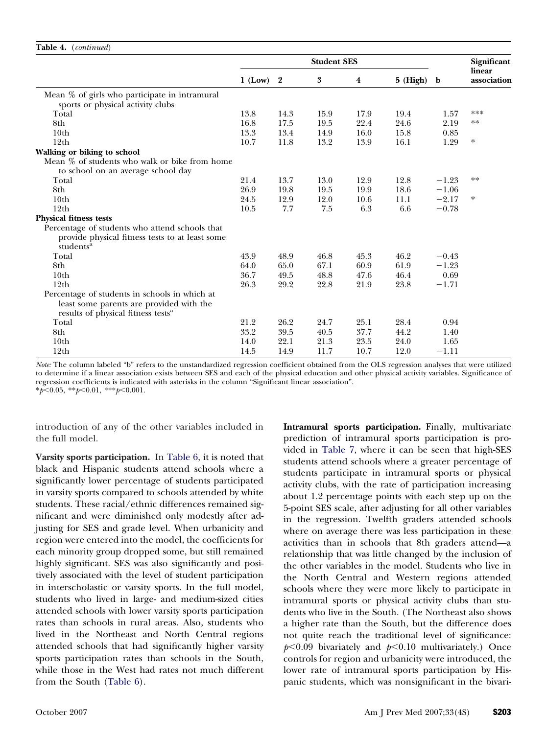**Table 4.** (*continued*)

| | Student SES | | | | | | Significant linear association |
|---|---|---|---|---|---|---|---|
| | 1 (Low) | 2 | 3 | 4 | 5 (High) | b | |
| Mean % of girls who participate in intramural sports or physical activity clubs | | | | | | | |
| Total | 13.8 | 14.3 | 15.9 | 17.9 | 19.4 | 1.57 | *** |
| 8th | 16.8 | 17.5 | 19.5 | 22.4 | 24.6 | 2.19 | ** |
| 10th | 13.3 | 13.4 | 14.9 | 16.0 | 15.8 | 0.85 | |
| 12th | 10.7 | 11.8 | 13.2 | 13.9 | 16.1 | 1.29 | * |
| **Walking or biking to school** | | | | | | | |
| Mean % of students who walk or bike from home to school on an average school day | | | | | | | |
| Total | 21.4 | 13.7 | 13.0 | 12.9 | 12.8 | −1.23 | ** |
| 8th | 26.9 | 19.8 | 19.5 | 19.9 | 18.6 | −1.06 | |
| 10th | 24.5 | 12.9 | 12.0 | 10.6 | 11.1 | −2.17 | * |
| 12th | 10.5 | 7.7 | 7.5 | 6.3 | 6.6 | −0.78 | |
| **Physical fitness tests** | | | | | | | |
| Percentage of students who attend schools that provide physical fitness tests to at least some students[a] | | | | | | | |
| Total | 43.9 | 48.9 | 46.8 | 45.3 | 46.2 | −0.43 | |
| 8th | 64.0 | 65.0 | 67.1 | 60.9 | 61.9 | −1.23 | |
| 10th | 36.7 | 49.5 | 48.8 | 47.6 | 46.4 | 0.69 | |
| 12th | 26.3 | 29.2 | 22.8 | 21.9 | 23.8 | −1.71 | |
| Percentage of students in schools in which at least some parents are provided with the results of physical fitness tests[a] | | | | | | | |
| Total | 21.2 | 26.2 | 24.7 | 25.1 | 28.4 | 0.94 | |
| 8th | 33.2 | 39.5 | 40.5 | 37.7 | 44.2 | 1.40 | |
| 10th | 14.0 | 22.1 | 21.3 | 23.5 | 24.0 | 1.65 | |
| 12th | 14.5 | 14.9 | 11.7 | 10.7 | 12.0 | −1.11 | |

*Note:* The column labeled "b" refers to the unstandardized regression coefficient obtained from the OLS regression analyses that were utilized to determine if a linear association exists between SES and each of the physical education and other physical activity variables. Significance of regression coefficients is indicated with asterisks in the column "Significant linear association".
*$p<0.05$, **$p<0.01$, ***$p<0.001$.

introduction of any of the other variables included in the full model.

**Varsity sports participation.** In Table 6, it is noted that black and Hispanic students attend schools where a significantly lower percentage of students participated in varsity sports compared to schools attended by white students. These racial/ethnic differences remained significant and were diminished only modestly after adjusting for SES and grade level. When urbanicity and region were entered into the model, the coefficients for each minority group dropped some, but still remained highly significant. SES was also significantly and positively associated with the level of student participation in interscholastic or varsity sports. In the full model, students who lived in large- and medium-sized cities attended schools with lower varsity sports participation rates than schools in rural areas. Also, students who lived in the Northeast and North Central regions attended schools that had significantly higher varsity sports participation rates than schools in the South, while those in the West had rates not much different from the South (Table 6).

**Intramural sports participation.** Finally, multivariate prediction of intramural sports participation is provided in Table 7, where it can be seen that high-SES students attend schools where a greater percentage of students participate in intramural sports or physical activity clubs, with the rate of participation increasing about 1.2 percentage points with each step up on the 5-point SES scale, after adjusting for all other variables in the regression. Twelfth graders attended schools where on average there was less participation in these activities than in schools that 8th graders attend—a relationship that was little changed by the inclusion of the other variables in the model. Students who live in the North Central and Western regions attended schools where they were more likely to participate in intramural sports or physical activity clubs than students who live in the South. (The Northeast also shows a higher rate than the South, but the difference does not quite reach the traditional level of significance: $p<0.09$ bivariately and $p<0.10$ multivariately.) Once controls for region and urbanicity were introduced, the lower rate of intramural sports participation by Hispanic students, which was nonsignificant in the bivari-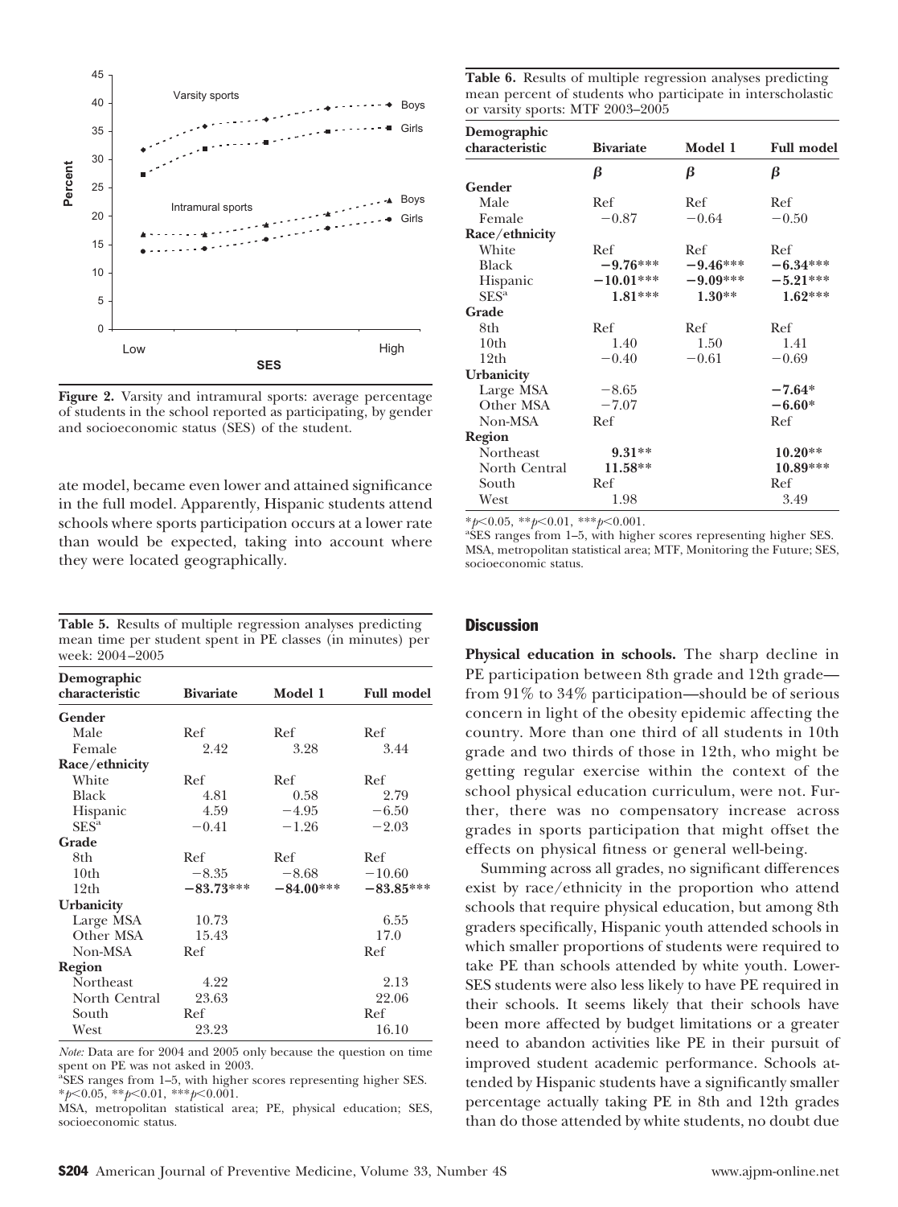Figure 2. Varsity and intramural sports: average percentage of students in the school reported as participating, by gender and socioeconomic status (SES) of the student.

ate model, became even lower and attained significance in the full model. Apparently, Hispanic students attend schools where sports participation occurs at a lower rate than would be expected, taking into account where they were located geographically.

**Table 5.** Results of multiple regression analyses predicting mean time per student spent in PE classes (in minutes) per week: 2004–2005

| Demographic characteristic | Bivariate | Model 1 | Full model |
|---|---|---|---|
| **Gender** | | | |
| Male | Ref | Ref | Ref |
| Female | 2.42 | 3.28 | 3.44 |
| **Race/ethnicity** | | | |
| White | Ref | Ref | Ref |
| Black | 4.81 | 0.58 | 2.79 |
| Hispanic | 4.59 | −4.95 | −6.50 |
| SES[a] | −0.41 | −1.26 | −2.03 |
| **Grade** | | | |
| 8th | Ref | Ref | Ref |
| 10th | −8.35 | −8.68 | −10.60 |
| 12th | **−83.73*** ** | **−84.00*** ** | **−83.85*** ** |
| **Urbanicity** | | | |
| Large MSA | 10.73 | | 6.55 |
| Other MSA | 15.43 | | 17.0 |
| Non-MSA | Ref | | Ref |
| **Region** | | | |
| Northeast | 4.22 | | 2.13 |
| North Central | 23.63 | | 22.06 |
| South | Ref | | Ref |
| West | 23.23 | | 16.10 |

*Note:* Data are for 2004 and 2005 only because the question on time spent on PE was not asked in 2003.
[a]SES ranges from 1–5, with higher scores representing higher SES.
*$p<0.05$, **$p<0.01$, ***$p<0.001$.
MSA, metropolitan statistical area; PE, physical education; SES, socioeconomic status.

**Table 6.** Results of multiple regression analyses predicting mean percent of students who participate in interscholastic or varsity sports: MTF 2003–2005

| Demographic characteristic | Bivariate | Model 1 | Full model |
|---|---|---|---|
| | $\beta$ | $\beta$ | $\beta$ |
| **Gender** | | | |
| Male | Ref | Ref | Ref |
| Female | −0.87 | −0.64 | −0.50 |
| **Race/ethnicity** | | | |
| White | Ref | Ref | Ref |
| Black | **−9.76*** ** | **−9.46*** ** | **−6.34*** ** |
| Hispanic | **−10.01*** ** | **−9.09*** ** | **−5.21*** ** |
| SES[a] | **1.81*** ** | **1.30** ** | **1.62*** ** |
| **Grade** | | | |
| 8th | Ref | Ref | Ref |
| 10th | 1.40 | 1.50 | 1.41 |
| 12th | −0.40 | −0.61 | −0.69 |
| **Urbanicity** | | | |
| Large MSA | −8.65 | | **−7.64*** |
| Other MSA | −7.07 | | **−6.60*** |
| Non-MSA | Ref | | Ref |
| **Region** | | | |
| Northeast | **9.31** ** | | **10.20** ** |
| North Central | **11.58** ** | | **10.89*** ** |
| South | Ref | | Ref |
| West | 1.98 | | 3.49 |

*$p<0.05$, **$p<0.01$, ***$p<0.001$.
[a]SES ranges from 1–5, with higher scores representing higher SES.
MSA, metropolitan statistical area; MTF, Monitoring the Future; SES, socioeconomic status.

## Discussion

**Physical education in schools.** The sharp decline in PE participation between 8th grade and 12th grade—from 91% to 34% participation—should be of serious concern in light of the obesity epidemic affecting the country. More than one third of all students in 10th grade and two thirds of those in 12th, who might be getting regular exercise within the context of the school physical education curriculum, were not. Further, there was no compensatory increase across grades in sports participation that might offset the effects on physical fitness or general well-being.

Summing across all grades, no significant differences exist by race/ethnicity in the proportion who attend schools that require physical education, but among 8th graders specifically, Hispanic youth attended schools in which smaller proportions of students were required to take PE than schools attended by white youth. Lower-SES students were also less likely to have PE required in their schools. It seems likely that their schools have been more affected by budget limitations or a greater need to abandon activities like PE in their pursuit of improved student academic performance. Schools attended by Hispanic students have a significantly smaller percentage actually taking PE in 8th and 12th grades than do those attended by white students, no doubt due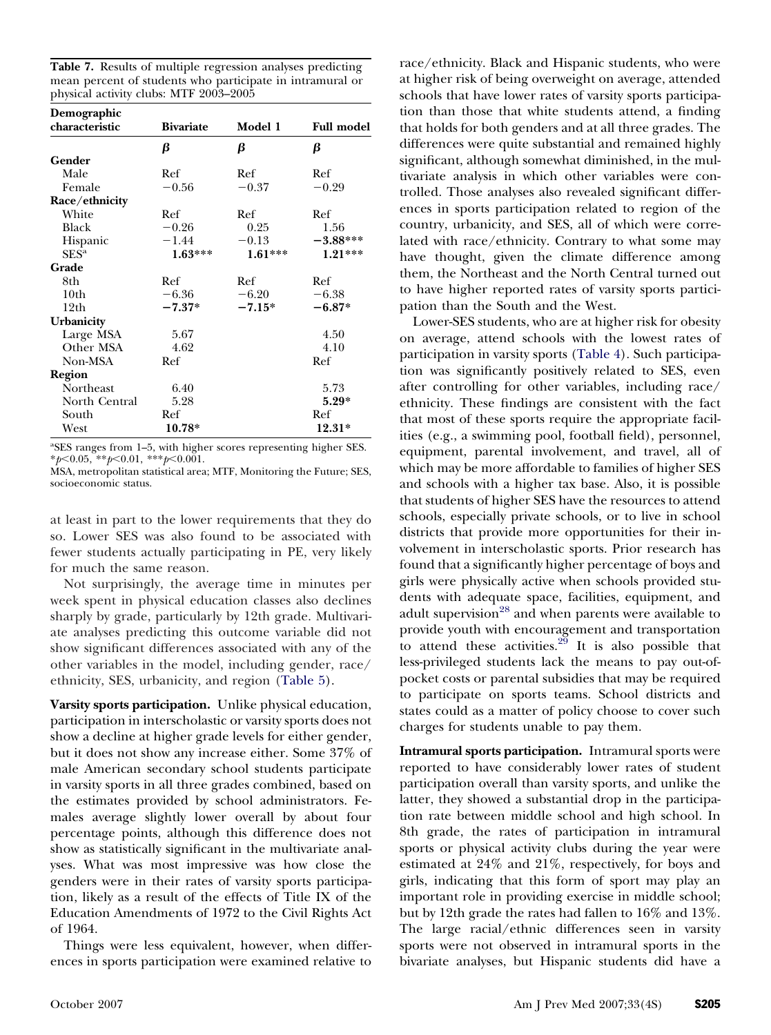**Table 7.** Results of multiple regression analyses predicting mean percent of students who participate in intramural or physical activity clubs: MTF 2003–2005

| Demographic characteristic | Bivariate | Model 1 | Full model |
|---|---|---|---|
| | β | β | β |
| **Gender** | | | |
| Male | Ref | Ref | Ref |
| Female | −0.56 | −0.37 | −0.29 |
| **Race/ethnicity** | | | |
| White | Ref | Ref | Ref |
| Black | −0.26 | 0.25 | 1.56 |
| Hispanic | −1.44 | −0.13 | **−3.88*** ** |
| SES[a] | **1.63*** ** | **1.61*** ** | **1.21*** ** |
| **Grade** | | | |
| 8th | Ref | Ref | Ref |
| 10th | −6.36 | −6.20 | −6.38 |
| 12th | **−7.37*** | **−7.15*** | **−6.87*** |
| **Urbanicity** | | | |
| Large MSA | 5.67 | | 4.50 |
| Other MSA | 4.62 | | 4.10 |
| Non-MSA | Ref | | Ref |
| **Region** | | | |
| Northeast | 6.40 | | 5.73 |
| North Central | 5.28 | | **5.29*** |
| South | Ref | | Ref |
| West | **10.78*** | | **12.31*** |

[a]SES ranges from 1–5, with higher scores representing higher SES.
*$p<0.05$, **$p<0.01$, ***$p<0.001$.
MSA, metropolitan statistical area; MTF, Monitoring the Future; SES, socioeconomic status.

at least in part to the lower requirements that they do so. Lower SES was also found to be associated with fewer students actually participating in PE, very likely for much the same reason.

Not surprisingly, the average time in minutes per week spent in physical education classes also declines sharply by grade, particularly by 12th grade. Multivariate analyses predicting this outcome variable did not show significant differences associated with any of the other variables in the model, including gender, race/ethnicity, SES, urbanicity, and region (Table 5).

**Varsity sports participation.** Unlike physical education, participation in interscholastic or varsity sports does not show a decline at higher grade levels for either gender, but it does not show any increase either. Some 37% of male American secondary school students participate in varsity sports in all three grades combined, based on the estimates provided by school administrators. Females average slightly lower overall by about four percentage points, although this difference does not show as statistically significant in the multivariate analyses. What was most impressive was how close the genders were in their rates of varsity sports participation, likely as a result of the effects of Title IX of the Education Amendments of 1972 to the Civil Rights Act of 1964.

Things were less equivalent, however, when differences in sports participation were examined relative to race/ethnicity. Black and Hispanic students, who were at higher risk of being overweight on average, attended schools that have lower rates of varsity sports participation than those that white students attend, a finding that holds for both genders and at all three grades. The differences were quite substantial and remained highly significant, although somewhat diminished, in the multivariate analysis in which other variables were controlled. Those analyses also revealed significant differences in sports participation related to region of the country, urbanicity, and SES, all of which were correlated with race/ethnicity. Contrary to what some may have thought, given the climate difference among them, the Northeast and the North Central turned out to have higher reported rates of varsity sports participation than the South and the West.

Lower-SES students, who are at higher risk for obesity on average, attend schools with the lowest rates of participation in varsity sports (Table 4). Such participation was significantly positively related to SES, even after controlling for other variables, including race/ethnicity. These findings are consistent with the fact that most of these sports require the appropriate facilities (e.g., a swimming pool, football field), personnel, equipment, parental involvement, and travel, all of which may be more affordable to families of higher SES and schools with a higher tax base. Also, it is possible that students of higher SES have the resources to attend schools, especially private schools, or to live in school districts that provide more opportunities for their involvement in interscholastic sports. Prior research has found that a significantly higher percentage of boys and girls were physically active when schools provided students with adequate space, facilities, equipment, and adult supervision[28] and when parents were available to provide youth with encouragement and transportation to attend these activities.[29] It is also possible that less-privileged students lack the means to pay out-of-pocket costs or parental subsidies that may be required to participate on sports teams. School districts and states could as a matter of policy choose to cover such charges for students unable to pay them.

**Intramural sports participation.** Intramural sports were reported to have considerably lower rates of student participation overall than varsity sports, and unlike the latter, they showed a substantial drop in the participation rate between middle school and high school. In 8th grade, the rates of participation in intramural sports or physical activity clubs during the year were estimated at 24% and 21%, respectively, for boys and girls, indicating that this form of sport may play an important role in providing exercise in middle school; but by 12th grade the rates had fallen to 16% and 13%. The large racial/ethnic differences seen in varsity sports were not observed in intramural sports in the bivariate analyses, but Hispanic students did have a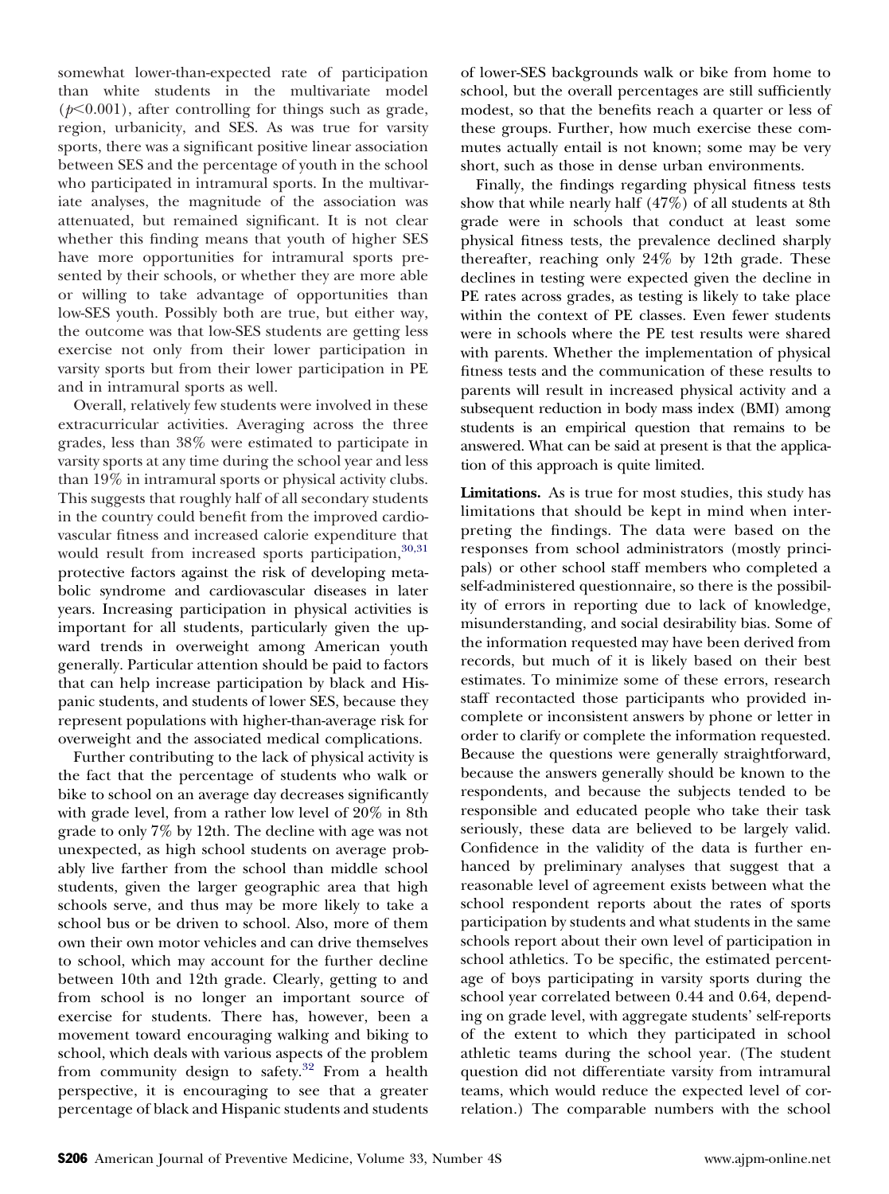somewhat lower-than-expected rate of participation than white students in the multivariate model ($p<0.001$), after controlling for things such as grade, region, urbanicity, and SES. As was true for varsity sports, there was a significant positive linear association between SES and the percentage of youth in the school who participated in intramural sports. In the multivariate analyses, the magnitude of the association was attenuated, but remained significant. It is not clear whether this finding means that youth of higher SES have more opportunities for intramural sports presented by their schools, or whether they are more able or willing to take advantage of opportunities than low-SES youth. Possibly both are true, but either way, the outcome was that low-SES students are getting less exercise not only from their lower participation in varsity sports but from their lower participation in PE and in intramural sports as well.

Overall, relatively few students were involved in these extracurricular activities. Averaging across the three grades, less than 38% were estimated to participate in varsity sports at any time during the school year and less than 19% in intramural sports or physical activity clubs. This suggests that roughly half of all secondary students in the country could benefit from the improved cardiovascular fitness and increased calorie expenditure that would result from increased sports participation,[30,31] protective factors against the risk of developing metabolic syndrome and cardiovascular diseases in later years. Increasing participation in physical activities is important for all students, particularly given the upward trends in overweight among American youth generally. Particular attention should be paid to factors that can help increase participation by black and Hispanic students, and students of lower SES, because they represent populations with higher-than-average risk for overweight and the associated medical complications.

Further contributing to the lack of physical activity is the fact that the percentage of students who walk or bike to school on an average day decreases significantly with grade level, from a rather low level of 20% in 8th grade to only 7% by 12th. The decline with age was not unexpected, as high school students on average probably live farther from the school than middle school students, given the larger geographic area that high schools serve, and thus may be more likely to take a school bus or be driven to school. Also, more of them own their own motor vehicles and can drive themselves to school, which may account for the further decline between 10th and 12th grade. Clearly, getting to and from school is no longer an important source of exercise for students. There has, however, been a movement toward encouraging walking and biking to school, which deals with various aspects of the problem from community design to safety.[32] From a health perspective, it is encouraging to see that a greater percentage of black and Hispanic students and students of lower-SES backgrounds walk or bike from home to school, but the overall percentages are still sufficiently modest, so that the benefits reach a quarter or less of these groups. Further, how much exercise these commutes actually entail is not known; some may be very short, such as those in dense urban environments.

Finally, the findings regarding physical fitness tests show that while nearly half (47%) of all students at 8th grade were in schools that conduct at least some physical fitness tests, the prevalence declined sharply thereafter, reaching only 24% by 12th grade. These declines in testing were expected given the decline in PE rates across grades, as testing is likely to take place within the context of PE classes. Even fewer students were in schools where the PE test results were shared with parents. Whether the implementation of physical fitness tests and the communication of these results to parents will result in increased physical activity and a subsequent reduction in body mass index (BMI) among students is an empirical question that remains to be answered. What can be said at present is that the application of this approach is quite limited.

**Limitations.** As is true for most studies, this study has limitations that should be kept in mind when interpreting the findings. The data were based on the responses from school administrators (mostly principals) or other school staff members who completed a self-administered questionnaire, so there is the possibility of errors in reporting due to lack of knowledge, misunderstanding, and social desirability bias. Some of the information requested may have been derived from records, but much of it is likely based on their best estimates. To minimize some of these errors, research staff recontacted those participants who provided incomplete or inconsistent answers by phone or letter in order to clarify or complete the information requested. Because the questions were generally straightforward, because the answers generally should be known to the respondents, and because the subjects tended to be responsible and educated people who take their task seriously, these data are believed to be largely valid. Confidence in the validity of the data is further enhanced by preliminary analyses that suggest that a reasonable level of agreement exists between what the school respondent reports about the rates of sports participation by students and what students in the same schools report about their own level of participation in school athletics. To be specific, the estimated percentage of boys participating in varsity sports during the school year correlated between 0.44 and 0.64, depending on grade level, with aggregate students' self-reports of the extent to which they participated in school athletic teams during the school year. (The student question did not differentiate varsity from intramural teams, which would reduce the expected level of correlation.) The comparable numbers with the school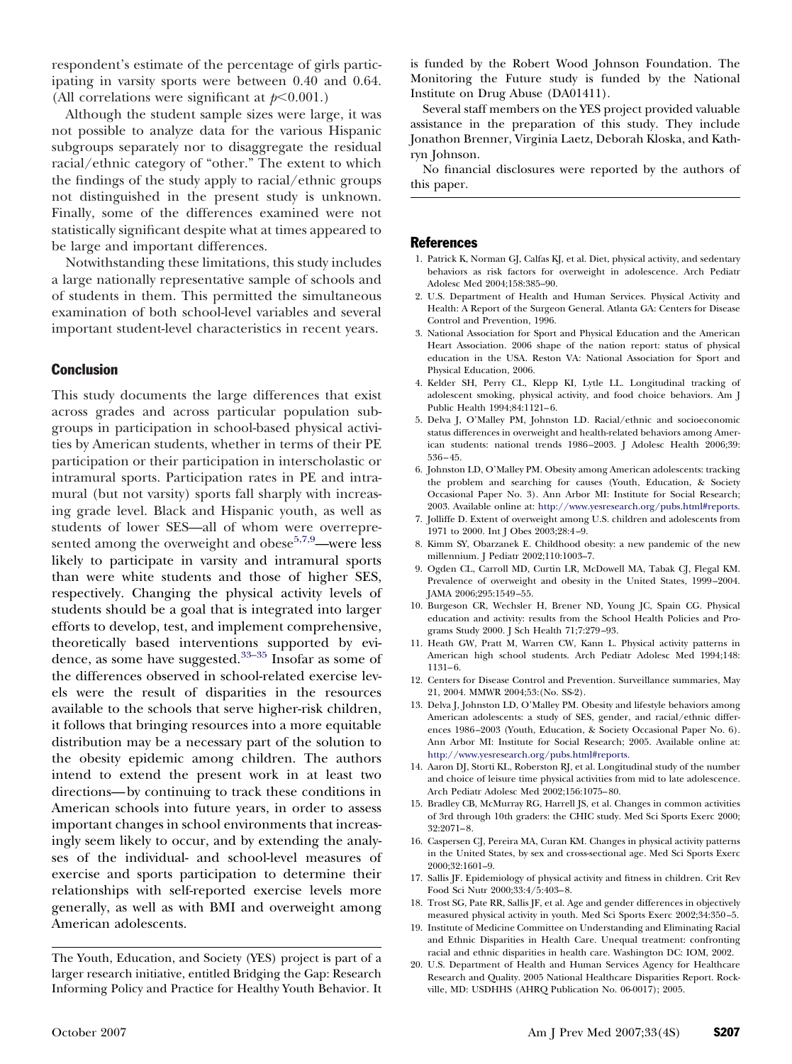respondent's estimate of the percentage of girls participating in varsity sports were between 0.40 and 0.64. (All correlations were significant at $p<0.001$.)

Although the student sample sizes were large, it was not possible to analyze data for the various Hispanic subgroups separately nor to disaggregate the residual racial/ethnic category of "other." The extent to which the findings of the study apply to racial/ethnic groups not distinguished in the present study is unknown. Finally, some of the differences examined were not statistically significant despite what at times appeared to be large and important differences.

Notwithstanding these limitations, this study includes a large nationally representative sample of schools and of students in them. This permitted the simultaneous examination of both school-level variables and several important student-level characteristics in recent years.

## Conclusion

This study documents the large differences that exist across grades and across particular population subgroups in participation in school-based physical activities by American students, whether in terms of their PE participation or their participation in interscholastic or intramural sports. Participation rates in PE and intramural (but not varsity) sports fall sharply with increasing grade level. Black and Hispanic youth, as well as students of lower SES—all of whom were overrepresented among the overweight and obese[5,7,9]—were less likely to participate in varsity and intramural sports than were white students and those of higher SES, respectively. Changing the physical activity levels of students should be a goal that is integrated into larger efforts to develop, test, and implement comprehensive, theoretically based interventions supported by evidence, as some have suggested.[33–35] Insofar as some of the differences observed in school-related exercise levels were the result of disparities in the resources available to the schools that serve higher-risk children, it follows that bringing resources into a more equitable distribution may be a necessary part of the solution to the obesity epidemic among children. The authors intend to extend the present work in at least two directions—by continuing to track these conditions in American schools into future years, in order to assess important changes in school environments that increasingly seem likely to occur, and by extending the analyses of the individual- and school-level measures of exercise and sports participation to determine their relationships with self-reported exercise levels more generally, as well as with BMI and overweight among American adolescents.

---

The Youth, Education, and Society (YES) project is part of a larger research initiative, entitled Bridging the Gap: Research Informing Policy and Practice for Healthy Youth Behavior. It is funded by the Robert Wood Johnson Foundation. The Monitoring the Future study is funded by the National Institute on Drug Abuse (DA01411).

Several staff members on the YES project provided valuable assistance in the preparation of this study. They include Jonathon Brenner, Virginia Laetz, Deborah Kloska, and Kathryn Johnson.

No financial disclosures were reported by the authors of this paper.

## References

1. Patrick K, Norman GJ, Calfas KJ, et al. Diet, physical activity, and sedentary behaviors as risk factors for overweight in adolescence. Arch Pediatr Adolesc Med 2004;158:385–90.
2. U.S. Department of Health and Human Services. Physical Activity and Health: A Report of the Surgeon General. Atlanta GA: Centers for Disease Control and Prevention, 1996.
3. National Association for Sport and Physical Education and the American Heart Association. 2006 shape of the nation report: status of physical education in the USA. Reston VA: National Association for Sport and Physical Education, 2006.
4. Kelder SH, Perry CL, Klepp KI, Lytle LL. Longitudinal tracking of adolescent smoking, physical activity, and food choice behaviors. Am J Public Health 1994;84:1121–6.
5. Delva J, O'Malley PM, Johnston LD. Racial/ethnic and socioeconomic status differences in overweight and health-related behaviors among American students: national trends 1986–2003. J Adolesc Health 2006;39: 536–45.
6. Johnston LD, O'Malley PM. Obesity among American adolescents: tracking the problem and searching for causes (Youth, Education, & Society Occasional Paper No. 3). Ann Arbor MI: Institute for Social Research; 2003. Available online at: http://www.yesresearch.org/pubs.html#reports.
7. Jolliffe D. Extent of overweight among U.S. children and adolescents from 1971 to 2000. Int J Obes 2003;28:4–9.
8. Kimm SY, Obarzanek E. Childhood obesity: a new pandemic of the new millennium. J Pediatr 2002;110:1003–7.
9. Ogden CL, Carroll MD, Curtin LR, McDowell MA, Tabak CJ, Flegal KM. Prevalence of overweight and obesity in the United States, 1999–2004. JAMA 2006;295:1549–55.
10. Burgeson CR, Wechsler H, Brener ND, Young JC, Spain CG. Physical education and activity: results from the School Health Policies and Programs Study 2000. J Sch Health 71;7:279–93.
11. Heath GW, Pratt M, Warren CW, Kann L. Physical activity patterns in American high school students. Arch Pediatr Adolesc Med 1994;148: 1131–6.
12. Centers for Disease Control and Prevention. Surveillance summaries, May 21, 2004. MMWR 2004;53:(No. SS-2).
13. Delva J, Johnston LD, O'Malley PM. Obesity and lifestyle behaviors among American adolescents: a study of SES, gender, and racial/ethnic differences 1986–2003 (Youth, Education, & Society Occasional Paper No. 6). Ann Arbor MI: Institute for Social Research; 2005. Available online at: http://www.yesresearch.org/pubs.html#reports.
14. Aaron DJ, Storti KL, Roberston RJ, et al. Longitudinal study of the number and choice of leisure time physical activities from mid to late adolescence. Arch Pediatr Adolesc Med 2002;156:1075–80.
15. Bradley CB, McMurray RG, Harrell JS, et al. Changes in common activities of 3rd through 10th graders: the CHIC study. Med Sci Sports Exerc 2000; 32:2071–8.
16. Caspersen CJ, Pereira MA, Curan KM. Changes in physical activity patterns in the United States, by sex and cross-sectional age. Med Sci Sports Exerc 2000;32:1601–9.
17. Sallis JF. Epidemiology of physical activity and fitness in children. Crit Rev Food Sci Nutr 2000;33:4/5:403–8.
18. Trost SG, Pate RR, Sallis JF, et al. Age and gender differences in objectively measured physical activity in youth. Med Sci Sports Exerc 2002;34:350–5.
19. Institute of Medicine Committee on Understanding and Eliminating Racial and Ethnic Disparities in Health Care. Unequal treatment: confronting racial and ethnic disparities in health care. Washington DC: IOM, 2002.
20. U.S. Department of Health and Human Services Agency for Healthcare Research and Quality. 2005 National Healthcare Disparities Report. Rockville, MD: USDHHS (AHRQ Publication No. 06-0017); 2005.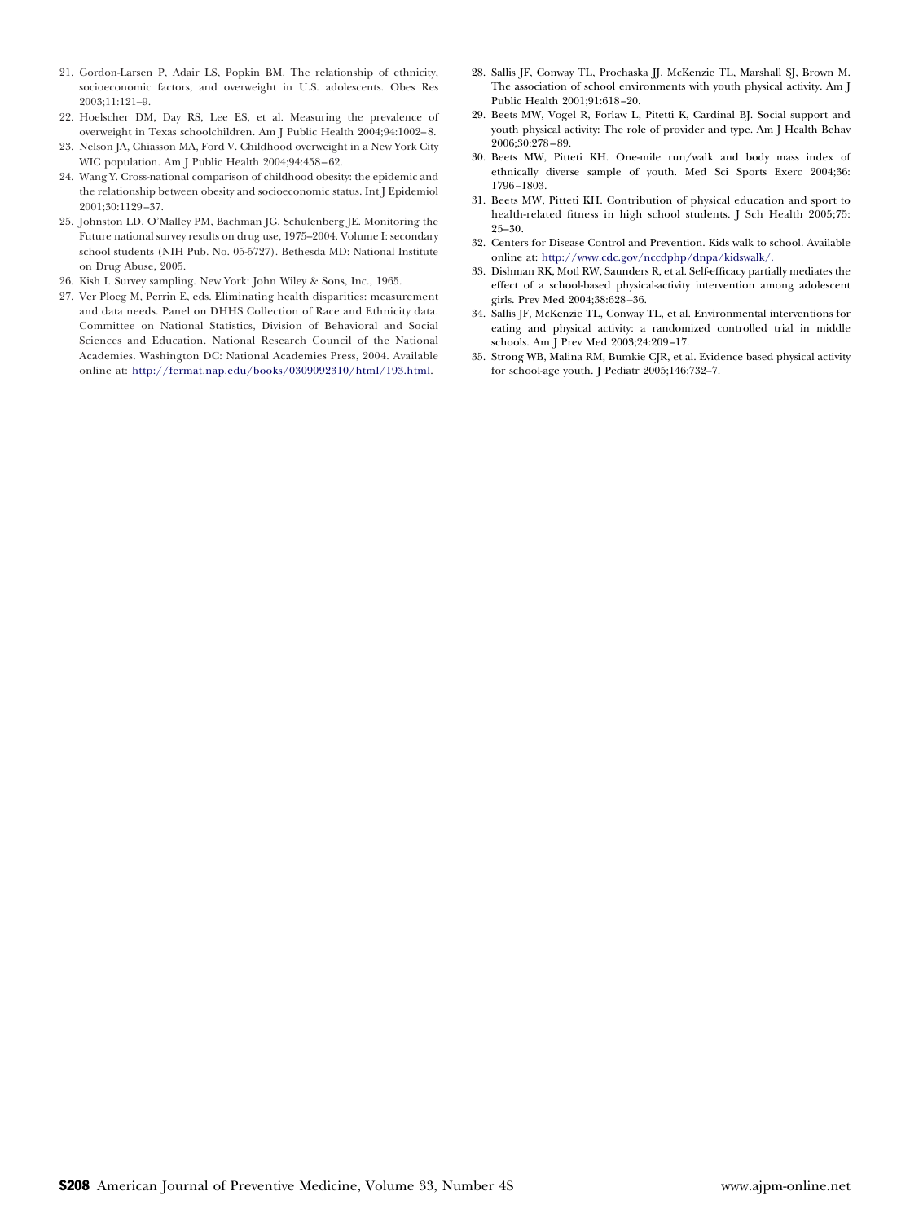21. Gordon-Larsen P, Adair LS, Popkin BM. The relationship of ethnicity, socioeconomic factors, and overweight in U.S. adolescents. Obes Res 2003;11:121–9.
22. Hoelscher DM, Day RS, Lee ES, et al. Measuring the prevalence of overweight in Texas schoolchildren. Am J Public Health 2004;94:1002–8.
23. Nelson JA, Chiasson MA, Ford V. Childhood overweight in a New York City WIC population. Am J Public Health 2004;94:458–62.
24. Wang Y. Cross-national comparison of childhood obesity: the epidemic and the relationship between obesity and socioeconomic status. Int J Epidemiol 2001;30:1129–37.
25. Johnston LD, O'Malley PM, Bachman JG, Schulenberg JE. Monitoring the Future national survey results on drug use, 1975–2004. Volume I: secondary school students (NIH Pub. No. 05-5727). Bethesda MD: National Institute on Drug Abuse, 2005.
26. Kish I. Survey sampling. New York: John Wiley & Sons, Inc., 1965.
27. Ver Ploeg M, Perrin E, eds. Eliminating health disparities: measurement and data needs. Panel on DHHS Collection of Race and Ethnicity data. Committee on National Statistics, Division of Behavioral and Social Sciences and Education. National Research Council of the National Academies. Washington DC: National Academies Press, 2004. Available online at: http://fermat.nap.edu/books/0309092310/html/193.html.
28. Sallis JF, Conway TL, Prochaska JJ, McKenzie TL, Marshall SJ, Brown M. The association of school environments with youth physical activity. Am J Public Health 2001;91:618–20.
29. Beets MW, Vogel R, Forlaw L, Pitetti K, Cardinal BJ. Social support and youth physical activity: The role of provider and type. Am J Health Behav 2006;30:278–89.
30. Beets MW, Pitteti KH. One-mile run/walk and body mass index of ethnically diverse sample of youth. Med Sci Sports Exerc 2004;36: 1796–1803.
31. Beets MW, Pitteti KH. Contribution of physical education and sport to health-related fitness in high school students. J Sch Health 2005;75: 25–30.
32. Centers for Disease Control and Prevention. Kids walk to school. Available online at: http://www.cdc.gov/nccdphp/dnpa/kidswalk/.
33. Dishman RK, Motl RW, Saunders R, et al. Self-efficacy partially mediates the effect of a school-based physical-activity intervention among adolescent girls. Prev Med 2004;38:628–36.
34. Sallis JF, McKenzie TL, Conway TL, et al. Environmental interventions for eating and physical activity: a randomized controlled trial in middle schools. Am J Prev Med 2003;24:209–17.
35. Strong WB, Malina RM, Bumkie CJR, et al. Evidence based physical activity for school-age youth. J Pediatr 2005;146:732–7.